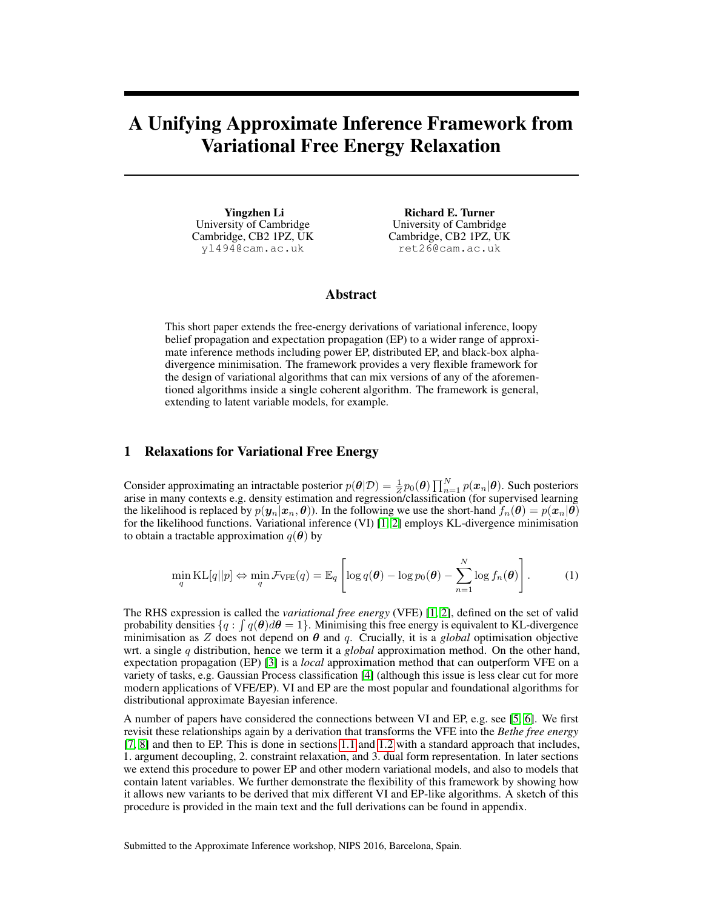# A Unifying Approximate Inference Framework from Variational Free Energy Relaxation

**Yingzhen Li**
University of Cambridge
Cambridge, CB2 1PZ, UK
`yl494@cam.ac.uk`

**Richard E. Turner**
University of Cambridge
Cambridge, CB2 1PZ, UK
`ret26@cam.ac.uk`

## Abstract

This short paper extends the free-energy derivations of variational inference, loopy belief propagation and expectation propagation (EP) to a wider range of approximate inference methods including power EP, distributed EP, and black-box alpha-divergence minimisation. The framework provides a very flexible framework for the design of variational algorithms that can mix versions of any of the aforementioned algorithms inside a single coherent algorithm. The framework is general, extending to latent variable models, for example.

## 1 Relaxations for Variational Free Energy

Consider approximating an intractable posterior $p(\boldsymbol{\theta}|\mathcal{D}) = \frac{1}{Z} p_0(\boldsymbol{\theta}) \prod_{n=1}^{N} p(\boldsymbol{x}_n|\boldsymbol{\theta})$. Such posteriors arise in many contexts e.g. density estimation and regression/classification (for supervised learning the likelihood is replaced by $p(\boldsymbol{y}_n|\boldsymbol{x}_n, \boldsymbol{\theta})$). In the following we use the short-hand $f_n(\boldsymbol{\theta}) = p(\boldsymbol{x}_n|\boldsymbol{\theta})$ for the likelihood functions. Variational inference (VI) [1, 2] employs KL-divergence minimisation to obtain a tractable approximation $q(\boldsymbol{\theta})$ by

$$\min_q \mathrm{KL}[q||p] \Leftrightarrow \min_q \mathcal{F}_{\text{VFE}}(q) = \mathbb{E}_q \left[ \log q(\boldsymbol{\theta}) - \log p_0(\boldsymbol{\theta}) - \sum_{n=1}^{N} \log f_n(\boldsymbol{\theta}) \right]. \tag{1}$$

The RHS expression is called the *variational free energy* (VFE) [1, 2], defined on the set of valid probability densities $\{q : \int q(\boldsymbol{\theta}) d\boldsymbol{\theta} = 1\}$. Minimising this free energy is equivalent to KL-divergence minimisation as $Z$ does not depend on $\boldsymbol{\theta}$ and $q$. Crucially, it is a *global* optimisation objective wrt. a single $q$ distribution, hence we term it a *global* approximation method. On the other hand, expectation propagation (EP) [3] is a *local* approximation method that can outperform VFE on a variety of tasks, e.g. Gaussian Process classification [4] (although this issue is less clear cut for more modern applications of VFE/EP). VI and EP are the most popular and foundational algorithms for distributional approximate Bayesian inference.

A number of papers have considered the connections between VI and EP, e.g. see [5, 6]. We first revisit these relationships again by a derivation that transforms the VFE into the *Bethe free energy* [7, 8] and then to EP. This is done in sections 1.1 and 1.2 with a standard approach that includes, 1. argument decoupling, 2. constraint relaxation, and 3. dual form representation. In later sections we extend this procedure to power EP and other modern variational models, and also to models that contain latent variables. We further demonstrate the flexibility of this framework by showing how it allows new variants to be derived that mix different VI and EP-like algorithms. A sketch of this procedure is provided in the main text and the full derivations can be found in appendix.

Submitted to the Approximate Inference workshop, NIPS 2016, Barcelona, Spain.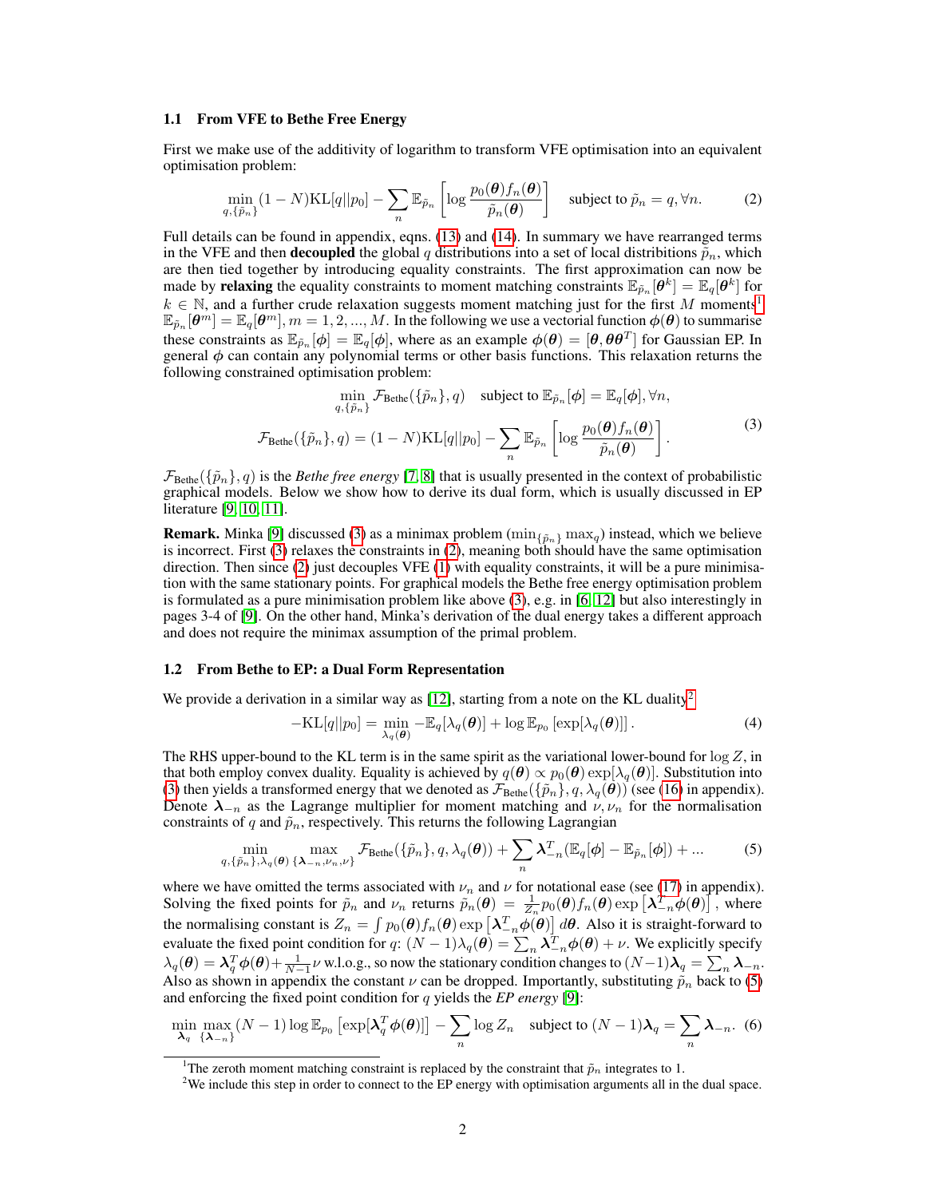### 1.1 From VFE to Bethe Free Energy

First we make use of the additivity of logarithm to transform VFE optimisation into an equivalent optimisation problem:

$$\min_{q,\{\tilde{p}_n\}} (1-N)\mathrm{KL}[q||p_0] - \sum_n \mathbb{E}_{\tilde{p}_n}\left[\log \frac{p_0(\boldsymbol{\theta}) f_n(\boldsymbol{\theta})}{\tilde{p}_n(\boldsymbol{\theta})}\right] \quad \text{subject to } \tilde{p}_n = q, \forall n. \tag{2}$$

Full details can be found in appendix, eqns. (13) and (14). In summary we have rearranged terms in the VFE and then **decoupled** the global $q$ distributions into a set of local distributions $\tilde{p}_n$, which are then tied together by introducing equality constraints. The first approximation can now be made by **relaxing** the equality constraints to moment matching constraints $\mathbb{E}_{\tilde{p}_n}[\boldsymbol{\theta}^k] = \mathbb{E}_q[\boldsymbol{\theta}^k]$ for $k \in \mathbb{N}$, and a further crude relaxation suggests moment matching just for the first $M$ moments[1] $\mathbb{E}_{\tilde{p}_n}[\boldsymbol{\theta}^m] = \mathbb{E}_q[\boldsymbol{\theta}^m], m = 1, 2, ..., M$. In the following we use a vectorial function $\boldsymbol{\phi}(\boldsymbol{\theta})$ to summarise these constraints as $\mathbb{E}_{\tilde{p}_n}[\boldsymbol{\phi}] = \mathbb{E}_q[\boldsymbol{\phi}]$, where as an example $\boldsymbol{\phi}(\boldsymbol{\theta}) = [\boldsymbol{\theta}, \boldsymbol{\theta}\boldsymbol{\theta}^T]$ for Gaussian EP. In general $\boldsymbol{\phi}$ can contain any polynomial terms or other basis functions. This relaxation returns the following constrained optimisation problem:

$$\begin{gathered}\min_{q,\{\tilde{p}_n\}} \mathcal{F}_{\text{Bethe}}(\{\tilde{p}_n\}, q) \quad \text{subject to } \mathbb{E}_{\tilde{p}_n}[\boldsymbol{\phi}] = \mathbb{E}_q[\boldsymbol{\phi}], \forall n, \\ \mathcal{F}_{\text{Bethe}}(\{\tilde{p}_n\}, q) = (1-N)\mathrm{KL}[q||p_0] - \sum_n \mathbb{E}_{\tilde{p}_n}\left[\log \frac{p_0(\boldsymbol{\theta}) f_n(\boldsymbol{\theta})}{\tilde{p}_n(\boldsymbol{\theta})}\right].\end{gathered} \tag{3}$$

$\mathcal{F}_{\text{Bethe}}(\{\tilde{p}_n\}, q)$ is the *Bethe free energy* [7, 8] that is usually presented in the context of probabilistic graphical models. Below we show how to derive its dual form, which is usually discussed in EP literature [9, 10, 11].

**Remark.** Minka [9] discussed (3) as a minimax problem ($\min_{\{\tilde{p}_n\}} \max_q$) instead, which we believe is incorrect. First (3) relaxes the constraints in (2), meaning both should have the same optimisation direction. Then since (2) just decouples VFE (1) with equality constraints, it will be a pure minimisation with the same stationary points. For graphical models the Bethe free energy optimisation problem is formulated as a pure minimisation problem like above (3), e.g. in [6, 12] but also interestingly in pages 3-4 of [9]. On the other hand, Minka's derivation of the dual energy takes a different approach and does not require the minimax assumption of the primal problem.

### 1.2 From Bethe to EP: a Dual Form Representation

We provide a derivation in a similar way as [12], starting from a note on the KL duality[2]

$$-\mathrm{KL}[q||p_0] = \min_{\lambda_q(\boldsymbol{\theta})} -\mathbb{E}_q[\lambda_q(\boldsymbol{\theta})] + \log \mathbb{E}_{p_0}\left[\exp[\lambda_q(\boldsymbol{\theta})]\right]. \tag{4}$$

The RHS upper-bound to the KL term is in the same spirit as the variational lower-bound for $\log Z$, in that both employ convex duality. Equality is achieved by $q(\boldsymbol{\theta}) \propto p_0(\boldsymbol{\theta}) \exp[\lambda_q(\boldsymbol{\theta})]$. Substitution into (3) then yields a transformed energy that we denoted as $\mathcal{F}_{\text{Bethe}}(\{\tilde{p}_n\}, q, \lambda_q(\boldsymbol{\theta}))$ (see (16) in appendix). Denote $\boldsymbol{\lambda}_{-n}$ as the Lagrange multiplier for moment matching and $\nu, \nu_n$ for the normalisation constraints of $q$ and $\tilde{p}_n$, respectively. This returns the following Lagrangian

$$\min_{q,\{\tilde{p}_n\},\lambda_q(\boldsymbol{\theta})} \max_{\{\boldsymbol{\lambda}_{-n},\nu_n,\nu\}} \mathcal{F}_{\text{Bethe}}(\{\tilde{p}_n\}, q, \lambda_q(\boldsymbol{\theta})) + \sum_n \boldsymbol{\lambda}_{-n}^T(\mathbb{E}_q[\boldsymbol{\phi}] - \mathbb{E}_{\tilde{p}_n}[\boldsymbol{\phi}]) + ... \tag{5}$$

where we have omitted the terms associated with $\nu_n$ and $\nu$ for notational ease (see (17) in appendix). Solving the fixed points for $\tilde{p}_n$ and $\nu_n$ returns $\tilde{p}_n(\boldsymbol{\theta}) = \frac{1}{Z_n} p_0(\boldsymbol{\theta}) f_n(\boldsymbol{\theta}) \exp\left[\boldsymbol{\lambda}_{-n}^T \boldsymbol{\phi}(\boldsymbol{\theta})\right]$, where the normalising constant is $Z_n = \int p_0(\boldsymbol{\theta}) f_n(\boldsymbol{\theta}) \exp\left[\boldsymbol{\lambda}_{-n}^T \boldsymbol{\phi}(\boldsymbol{\theta})\right] d\boldsymbol{\theta}$. Also it is straight-forward to evaluate the fixed point condition for $q$: $(N-1)\lambda_q(\boldsymbol{\theta}) = \sum_n \boldsymbol{\lambda}_{-n}^T \boldsymbol{\phi}(\boldsymbol{\theta}) + \nu$. We explicitly specify $\lambda_q(\boldsymbol{\theta}) = \boldsymbol{\lambda}_q^T \boldsymbol{\phi}(\boldsymbol{\theta}) + \frac{1}{N-1}\nu$ w.l.o.g., so now the stationary condition changes to $(N-1)\boldsymbol{\lambda}_q = \sum_n \boldsymbol{\lambda}_{-n}$. Also as shown in appendix the constant $\nu$ can be dropped. Importantly, substituting $\tilde{p}_n$ back to (5) and enforcing the fixed point condition for $q$ yields the *EP energy* [9]:

$$\min_{\boldsymbol{\lambda}_q} \max_{\{\boldsymbol{\lambda}_{-n}\}} (N-1) \log \mathbb{E}_{p_0}\left[\exp[\boldsymbol{\lambda}_q^T \boldsymbol{\phi}(\boldsymbol{\theta})]\right] - \sum_n \log Z_n \quad \text{subject to } (N-1)\boldsymbol{\lambda}_q = \sum_n \boldsymbol{\lambda}_{-n}. \tag{6}$$

---

[1] The zeroth moment matching constraint is replaced by the constraint that $\tilde{p}_n$ integrates to 1.

[2] We include this step in order to connect to the EP energy with optimisation arguments all in the dual space.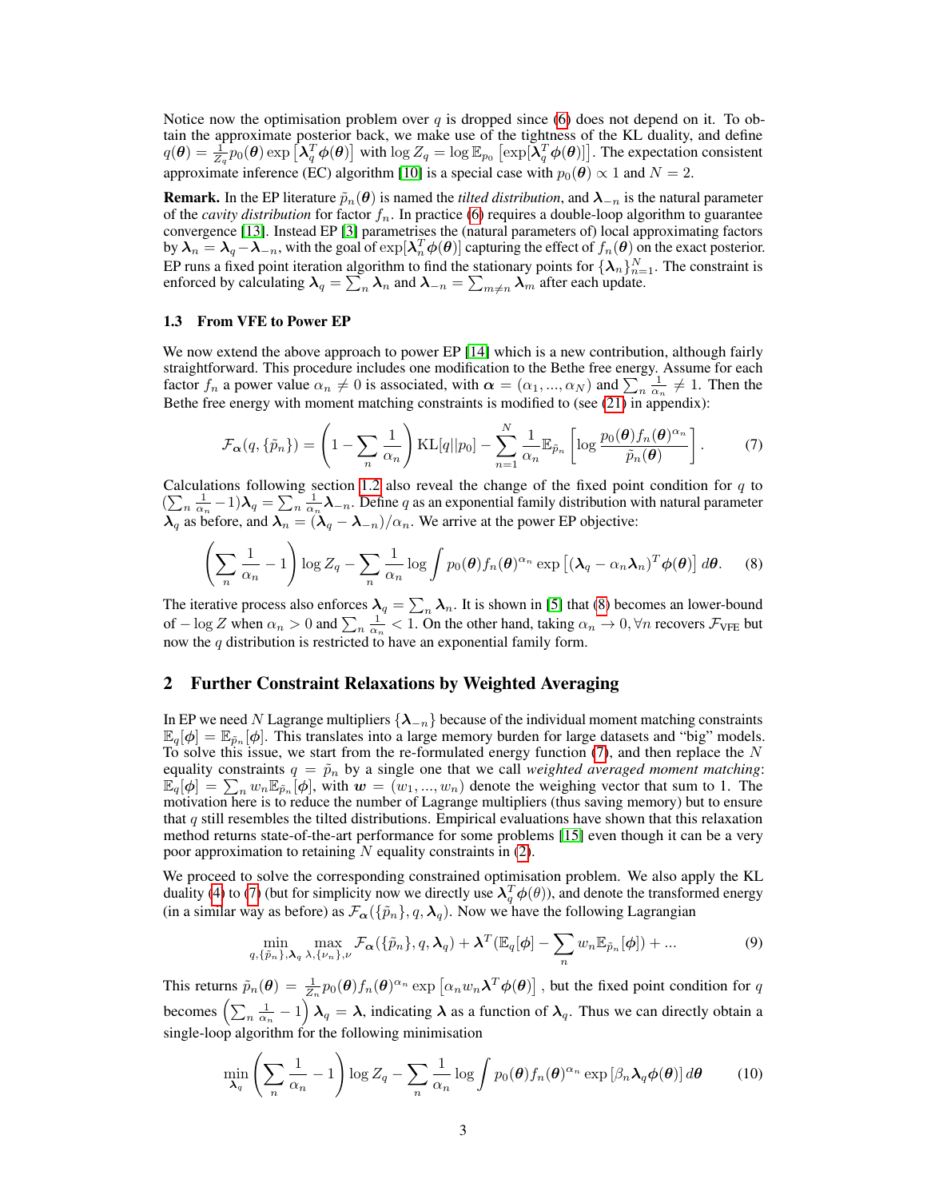Notice now the optimisation problem over $q$ is dropped since (6) does not depend on it. To obtain the approximate posterior back, we make use of the tightness of the KL duality, and define $q(\boldsymbol{\theta}) = \frac{1}{Z_q} p_0(\boldsymbol{\theta}) \exp\left[\boldsymbol{\lambda}_q^T \boldsymbol{\phi}(\boldsymbol{\theta})\right]$ with $\log Z_q = \log \mathbb{E}_{p_0}\left[\exp[\boldsymbol{\lambda}_q^T \boldsymbol{\phi}(\boldsymbol{\theta})]\right]$. The expectation consistent approximate inference (EC) algorithm [10] is a special case with $p_0(\boldsymbol{\theta}) \propto 1$ and $N = 2$.

**Remark.** In the EP literature $\tilde{p}_n(\boldsymbol{\theta})$ is named the *tilted distribution*, and $\boldsymbol{\lambda}_{-n}$ is the natural parameter of the *cavity distribution* for factor $f_n$. In practice (6) requires a double-loop algorithm to guarantee convergence [13]. Instead EP [3] parametrises the (natural parameters of) local approximating factors by $\boldsymbol{\lambda}_n = \boldsymbol{\lambda}_q - \boldsymbol{\lambda}_{-n}$, with the goal of $\exp[\boldsymbol{\lambda}_n^T \boldsymbol{\phi}(\boldsymbol{\theta})]$ capturing the effect of $f_n(\boldsymbol{\theta})$ on the exact posterior. EP runs a fixed point iteration algorithm to find the stationary points for $\{\boldsymbol{\lambda}_n\}_{n=1}^N$. The constraint is enforced by calculating $\boldsymbol{\lambda}_q = \sum_n \boldsymbol{\lambda}_n$ and $\boldsymbol{\lambda}_{-n} = \sum_{m \neq n} \boldsymbol{\lambda}_m$ after each update.

### 1.3 From VFE to Power EP

We now extend the above approach to power EP [14] which is a new contribution, although fairly straightforward. This procedure includes one modification to the Bethe free energy. Assume for each factor $f_n$ a power value $\alpha_n \neq 0$ is associated, with $\boldsymbol{\alpha} = (\alpha_1, ..., \alpha_N)$ and $\sum_n \frac{1}{\alpha_n} \neq 1$. Then the Bethe free energy with moment matching constraints is modified to (see (21) in appendix):

$$\mathcal{F}_{\boldsymbol{\alpha}}(q, \{\tilde{p}_n\}) = \left(1 - \sum_n \frac{1}{\alpha_n}\right) \mathrm{KL}[q||p_0] - \sum_{n=1}^N \frac{1}{\alpha_n} \mathbb{E}_{\tilde{p}_n}\left[\log \frac{p_0(\boldsymbol{\theta}) f_n(\boldsymbol{\theta})^{\alpha_n}}{\tilde{p}_n(\boldsymbol{\theta})}\right]. \tag{7}$$

Calculations following section 1.2 also reveal the change of the fixed point condition for $q$ to $(\sum_n \frac{1}{\alpha_n} - 1)\boldsymbol{\lambda}_q = \sum_n \frac{1}{\alpha_n} \boldsymbol{\lambda}_{-n}$. Define $q$ as an exponential family distribution with natural parameter $\boldsymbol{\lambda}_q$ as before, and $\boldsymbol{\lambda}_n = (\boldsymbol{\lambda}_q - \boldsymbol{\lambda}_{-n})/\alpha_n$. We arrive at the power EP objective:

$$\left(\sum_n \frac{1}{\alpha_n} - 1\right) \log Z_q - \sum_n \frac{1}{\alpha_n} \log \int p_0(\boldsymbol{\theta}) f_n(\boldsymbol{\theta})^{\alpha_n} \exp\left[(\boldsymbol{\lambda}_q - \alpha_n \boldsymbol{\lambda}_n)^T \boldsymbol{\phi}(\boldsymbol{\theta})\right] d\boldsymbol{\theta}. \tag{8}$$

The iterative process also enforces $\boldsymbol{\lambda}_q = \sum_n \boldsymbol{\lambda}_n$. It is shown in [5] that (8) becomes an lower-bound of $-\log Z$ when $\alpha_n > 0$ and $\sum_n \frac{1}{\alpha_n} < 1$. On the other hand, taking $\alpha_n \to 0, \forall n$ recovers $\mathcal{F}_{\text{VFE}}$ but now the $q$ distribution is restricted to have an exponential family form.

## 2 Further Constraint Relaxations by Weighted Averaging

In EP we need $N$ Lagrange multipliers $\{\boldsymbol{\lambda}_{-n}\}$ because of the individual moment matching constraints $\mathbb{E}_q[\boldsymbol{\phi}] = \mathbb{E}_{\tilde{p}_n}[\boldsymbol{\phi}]$. This translates into a large memory burden for large datasets and "big" models. To solve this issue, we start from the re-formulated energy function (7), and then replace the $N$ equality constraints $q = \tilde{p}_n$ by a single one that we call *weighted averaged moment matching*: $\mathbb{E}_q[\boldsymbol{\phi}] = \sum_n w_n \mathbb{E}_{\tilde{p}_n}[\boldsymbol{\phi}]$, with $\boldsymbol{w} = (w_1, ..., w_n)$ denote the weighing vector that sum to 1. The motivation here is to reduce the number of Lagrange multipliers (thus saving memory) but to ensure that $q$ still resembles the tilted distributions. Empirical evaluations have shown that this relaxation method returns state-of-the-art performance for some problems [15] even though it can be a very poor approximation to retaining $N$ equality constraints in (2).

We proceed to solve the corresponding constrained optimisation problem. We also apply the KL duality (4) to (7) (but for simplicity now we directly use $\boldsymbol{\lambda}_q^T \boldsymbol{\phi}(\theta)$), and denote the transformed energy (in a similar way as before) as $\mathcal{F}_{\boldsymbol{\alpha}}(\{\tilde{p}_n\}, q, \boldsymbol{\lambda}_q)$. Now we have the following Lagrangian

$$\min_{q, \{\tilde{p}_n\}, \boldsymbol{\lambda}_q} \max_{\lambda, \{\nu_n\}, \nu} \mathcal{F}_{\boldsymbol{\alpha}}(\{\tilde{p}_n\}, q, \boldsymbol{\lambda}_q) + \boldsymbol{\lambda}^T (\mathbb{E}_q[\boldsymbol{\phi}] - \sum_n w_n \mathbb{E}_{\tilde{p}_n}[\boldsymbol{\phi}]) + ... \tag{9}$$

This returns $\tilde{p}_n(\boldsymbol{\theta}) = \frac{1}{Z_n} p_0(\boldsymbol{\theta}) f_n(\boldsymbol{\theta})^{\alpha_n} \exp\left[\alpha_n w_n \boldsymbol{\lambda}^T \boldsymbol{\phi}(\boldsymbol{\theta})\right]$, but the fixed point condition for $q$ becomes $\left(\sum_n \frac{1}{\alpha_n} - 1\right) \boldsymbol{\lambda}_q = \boldsymbol{\lambda}$, indicating $\boldsymbol{\lambda}$ as a function of $\boldsymbol{\lambda}_q$. Thus we can directly obtain a single-loop algorithm for the following minimisation

$$\min_{\boldsymbol{\lambda}_q} \left(\sum_n \frac{1}{\alpha_n} - 1\right) \log Z_q - \sum_n \frac{1}{\alpha_n} \log \int p_0(\boldsymbol{\theta}) f_n(\boldsymbol{\theta})^{\alpha_n} \exp\left[\beta_n \boldsymbol{\lambda}_q \boldsymbol{\phi}(\boldsymbol{\theta})\right] d\boldsymbol{\theta} \tag{10}$$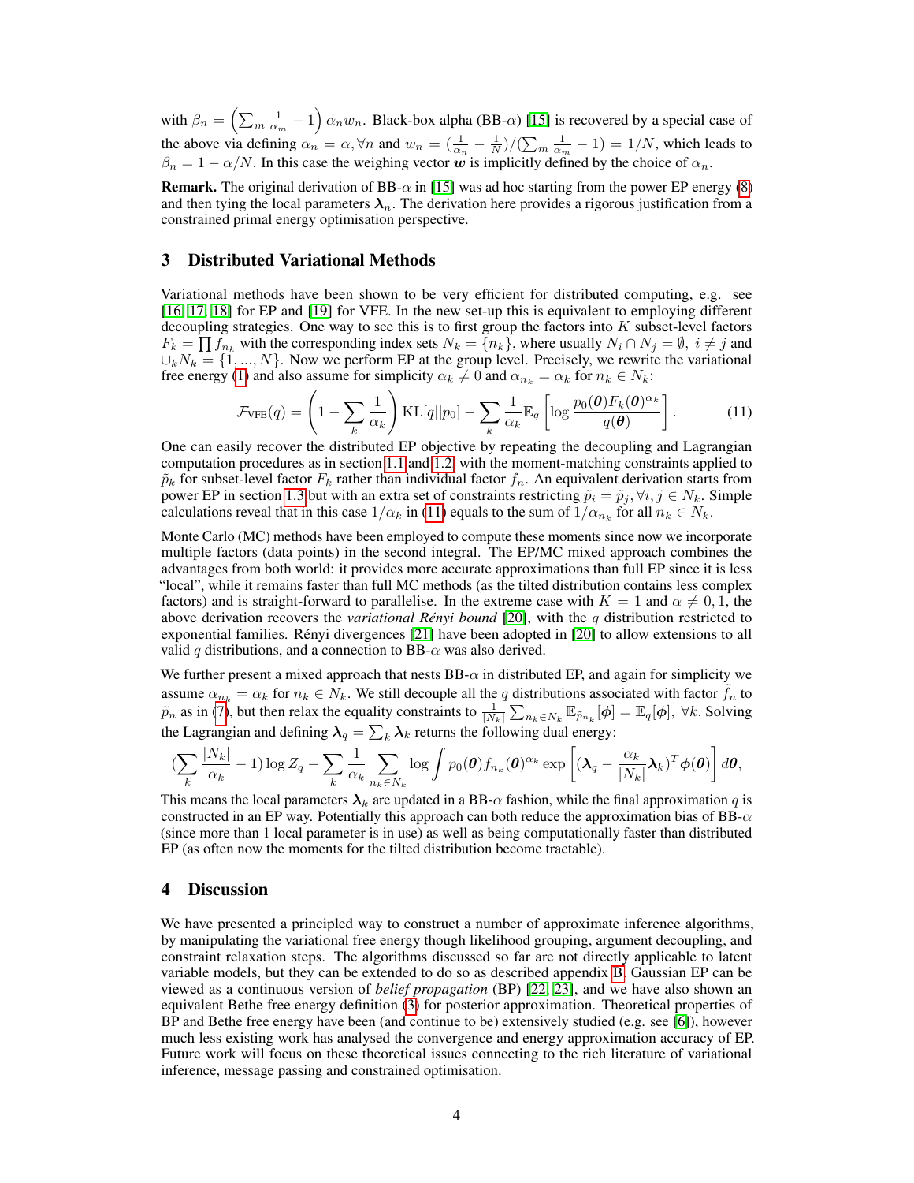with $\beta_n = \left(\sum_m \frac{1}{\alpha_m} - 1\right) \alpha_n w_n$. Black-box alpha (BB-$\alpha$) [15] is recovered by a special case of the above via defining $\alpha_n = \alpha, \forall n$ and $w_n = (\frac{1}{\alpha_n} - \frac{1}{N})/(\sum_m \frac{1}{\alpha_m} - 1) = 1/N$, which leads to $\beta_n = 1 - \alpha/N$. In this case the weighing vector $\boldsymbol{w}$ is implicitly defined by the choice of $\alpha_n$.

**Remark.** The original derivation of BB-$\alpha$ in [15] was ad hoc starting from the power EP energy (8) and then tying the local parameters $\boldsymbol{\lambda}_n$. The derivation here provides a rigorous justification from a constrained primal energy optimisation perspective.

## 3 Distributed Variational Methods

Variational methods have been shown to be very efficient for distributed computing, e.g. see [16, 17, 18] for EP and [19] for VFE. In the new set-up this is equivalent to employing different decoupling strategies. One way to see this is to first group the factors into $K$ subset-level factors $F_k = \prod f_{n_k}$ with the corresponding index sets $N_k = \{n_k\}$, where usually $N_i \cap N_j = \emptyset,\ i \neq j$ and $\cup_k N_k = \{1, ..., N\}$. Now we perform EP at the group level. Precisely, we rewrite the variational free energy (1) and also assume for simplicity $\alpha_k \neq 0$ and $\alpha_{n_k} = \alpha_k$ for $n_k \in N_k$:

$$\mathcal{F}_{\text{VFE}}(q) = \left(1 - \sum_k \frac{1}{\alpha_k}\right) \text{KL}[q||p_0] - \sum_k \frac{1}{\alpha_k} \mathbb{E}_q \left[\log \frac{p_0(\boldsymbol{\theta}) F_k(\boldsymbol{\theta})^{\alpha_k}}{q(\boldsymbol{\theta})}\right]. \tag{11}$$

One can easily recover the distributed EP objective by repeating the decoupling and Lagrangian computation procedures as in section 1.1 and 1.2, with the moment-matching constraints applied to $\tilde{p}_k$ for subset-level factor $F_k$ rather than individual factor $f_n$. An equivalent derivation starts from power EP in section 1.3 but with an extra set of constraints restricting $\tilde{p}_i = \tilde{p}_j, \forall i, j \in N_k$. Simple calculations reveal that in this case $1/\alpha_k$ in (11) equals to the sum of $1/\alpha_{n_k}$ for all $n_k \in N_k$.

Monte Carlo (MC) methods have been employed to compute these moments since now we incorporate multiple factors (data points) in the second integral. The EP/MC mixed approach combines the advantages from both world: it provides more accurate approximations than full EP since it is less "local", while it remains faster than full MC methods (as the tilted distribution contains less complex factors) and is straight-forward to parallelise. In the extreme case with $K = 1$ and $\alpha \neq 0, 1$, the above derivation recovers the *variational Rényi bound* [20], with the $q$ distribution restricted to exponential families. Rényi divergences [21] have been adopted in [20] to allow extensions to all valid $q$ distributions, and a connection to BB-$\alpha$ was also derived.

We further present a mixed approach that nests BB-$\alpha$ in distributed EP, and again for simplicity we assume $\alpha_{n_k} = \alpha_k$ for $n_k \in N_k$. We still decouple all the $q$ distributions associated with factor $f_n$ to $\tilde{p}_n$ as in (7), but then relax the equality constraints to $\frac{1}{|N_k|} \sum_{n_k \in N_k} \mathbb{E}_{\tilde{p}_{n_k}}[\boldsymbol{\phi}] = \mathbb{E}_q[\boldsymbol{\phi}],\ \forall k$. Solving the Lagrangian and defining $\boldsymbol{\lambda}_q = \sum_k \boldsymbol{\lambda}_k$ returns the following dual energy:

$$(\sum_k \frac{|N_k|}{\alpha_k} - 1) \log Z_q - \sum_k \frac{1}{\alpha_k} \sum_{n_k \in N_k} \log \int p_0(\boldsymbol{\theta}) f_{n_k}(\boldsymbol{\theta})^{\alpha_k} \exp\left[(\boldsymbol{\lambda}_q - \frac{\alpha_k}{|N_k|}\boldsymbol{\lambda}_k)^T \boldsymbol{\phi}(\boldsymbol{\theta})\right] d\boldsymbol{\theta},$$

This means the local parameters $\boldsymbol{\lambda}_k$ are updated in a BB-$\alpha$ fashion, while the final approximation $q$ is constructed in an EP way. Potentially this approach can both reduce the approximation bias of BB-$\alpha$ (since more than 1 local parameter is in use) as well as being computationally faster than distributed EP (as often now the moments for the tilted distribution become tractable).

## 4 Discussion

We have presented a principled way to construct a number of approximate inference algorithms, by manipulating the variational free energy though likelihood grouping, argument decoupling, and constraint relaxation steps. The algorithms discussed so far are not directly applicable to latent variable models, but they can be extended to do so as described appendix B. Gaussian EP can be viewed as a continuous version of *belief propagation* (BP) [22, 23], and we have also shown an equivalent Bethe free energy definition (3) for posterior approximation. Theoretical properties of BP and Bethe free energy have been (and continue to be) extensively studied (e.g. see [6]), however much less existing work has analysed the convergence and energy approximation accuracy of EP. Future work will focus on these theoretical issues connecting to the rich literature of variational inference, message passing and constrained optimisation.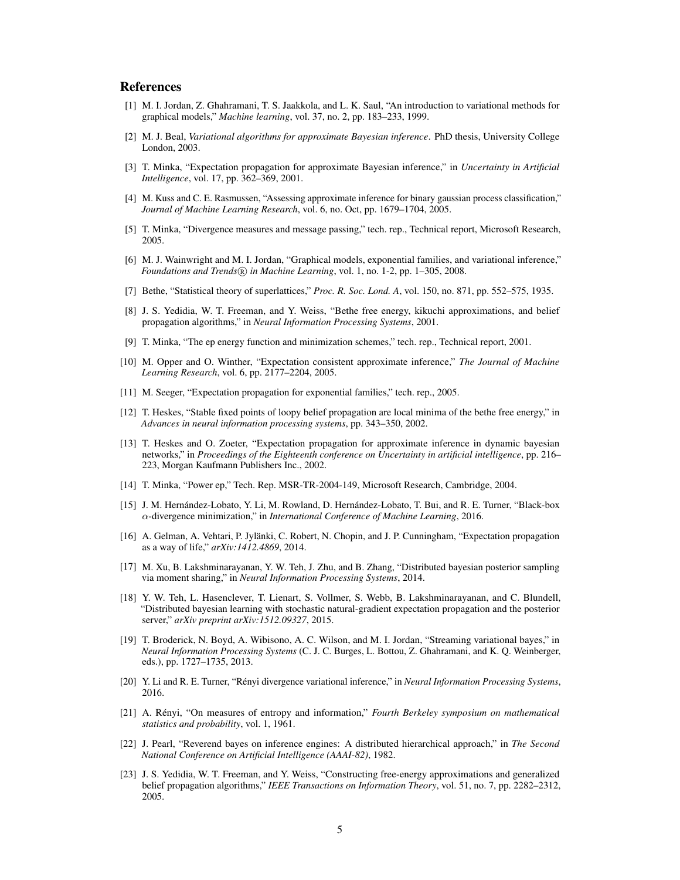## References

[1] M. I. Jordan, Z. Ghahramani, T. S. Jaakkola, and L. K. Saul, "An introduction to variational methods for graphical models," *Machine learning*, vol. 37, no. 2, pp. 183–233, 1999.

[2] M. J. Beal, *Variational algorithms for approximate Bayesian inference*. PhD thesis, University College London, 2003.

[3] T. Minka, "Expectation propagation for approximate Bayesian inference," in *Uncertainty in Artificial Intelligence*, vol. 17, pp. 362–369, 2001.

[4] M. Kuss and C. E. Rasmussen, "Assessing approximate inference for binary gaussian process classification," *Journal of Machine Learning Research*, vol. 6, no. Oct, pp. 1679–1704, 2005.

[5] T. Minka, "Divergence measures and message passing," tech. rep., Technical report, Microsoft Research, 2005.

[6] M. J. Wainwright and M. I. Jordan, "Graphical models, exponential families, and variational inference," *Foundations and Trends® in Machine Learning*, vol. 1, no. 1-2, pp. 1–305, 2008.

[7] Bethe, "Statistical theory of superlattices," *Proc. R. Soc. Lond. A*, vol. 150, no. 871, pp. 552–575, 1935.

[8] J. S. Yedidia, W. T. Freeman, and Y. Weiss, "Bethe free energy, kikuchi approximations, and belief propagation algorithms," in *Neural Information Processing Systems*, 2001.

[9] T. Minka, "The ep energy function and minimization schemes," tech. rep., Technical report, 2001.

[10] M. Opper and O. Winther, "Expectation consistent approximate inference," *The Journal of Machine Learning Research*, vol. 6, pp. 2177–2204, 2005.

[11] M. Seeger, "Expectation propagation for exponential families," tech. rep., 2005.

[12] T. Heskes, "Stable fixed points of loopy belief propagation are local minima of the bethe free energy," in *Advances in neural information processing systems*, pp. 343–350, 2002.

[13] T. Heskes and O. Zoeter, "Expectation propagation for approximate inference in dynamic bayesian networks," in *Proceedings of the Eighteenth conference on Uncertainty in artificial intelligence*, pp. 216–223, Morgan Kaufmann Publishers Inc., 2002.

[14] T. Minka, "Power ep," Tech. Rep. MSR-TR-2004-149, Microsoft Research, Cambridge, 2004.

[15] J. M. Hernández-Lobato, Y. Li, M. Rowland, D. Hernández-Lobato, T. Bui, and R. E. Turner, "Black-box $\alpha$-divergence minimization," in *International Conference of Machine Learning*, 2016.

[16] A. Gelman, A. Vehtari, P. Jylänki, C. Robert, N. Chopin, and J. P. Cunningham, "Expectation propagation as a way of life," *arXiv:1412.4869*, 2014.

[17] M. Xu, B. Lakshminarayanan, Y. W. Teh, J. Zhu, and B. Zhang, "Distributed bayesian posterior sampling via moment sharing," in *Neural Information Processing Systems*, 2014.

[18] Y. W. Teh, L. Hasenclever, T. Lienart, S. Vollmer, S. Webb, B. Lakshminarayanan, and C. Blundell, "Distributed bayesian learning with stochastic natural-gradient expectation propagation and the posterior server," *arXiv preprint arXiv:1512.09327*, 2015.

[19] T. Broderick, N. Boyd, A. Wibisono, A. C. Wilson, and M. I. Jordan, "Streaming variational bayes," in *Neural Information Processing Systems* (C. J. C. Burges, L. Bottou, Z. Ghahramani, and K. Q. Weinberger, eds.), pp. 1727–1735, 2013.

[20] Y. Li and R. E. Turner, "Rényi divergence variational inference," in *Neural Information Processing Systems*, 2016.

[21] A. Rényi, "On measures of entropy and information," *Fourth Berkeley symposium on mathematical statistics and probability*, vol. 1, 1961.

[22] J. Pearl, "Reverend bayes on inference engines: A distributed hierarchical approach," in *The Second National Conference on Artificial Intelligence (AAAI-82)*, 1982.

[23] J. S. Yedidia, W. T. Freeman, and Y. Weiss, "Constructing free-energy approximations and generalized belief propagation algorithms," *IEEE Transactions on Information Theory*, vol. 51, no. 7, pp. 2282–2312, 2005.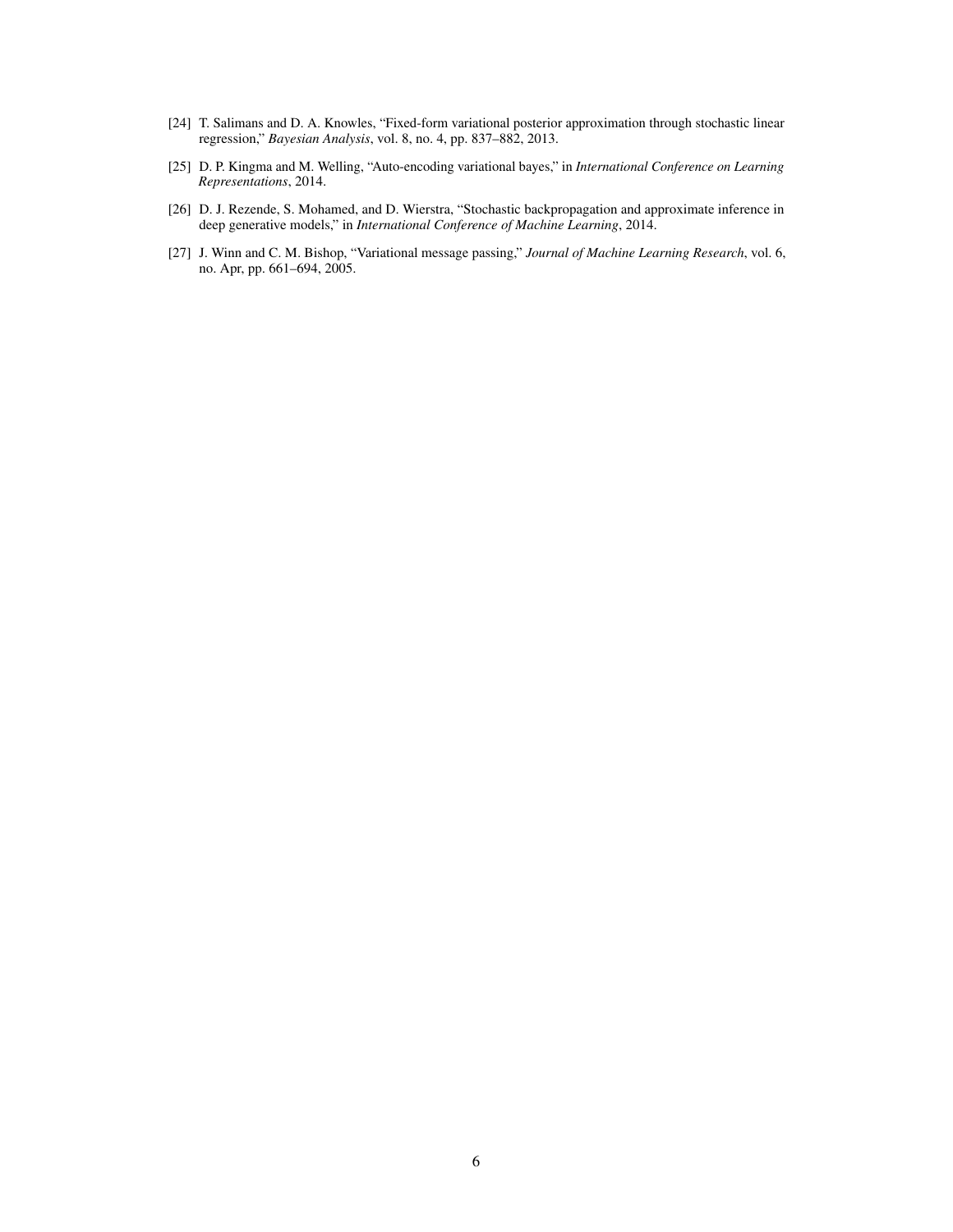[24] T. Salimans and D. A. Knowles, "Fixed-form variational posterior approximation through stochastic linear regression," *Bayesian Analysis*, vol. 8, no. 4, pp. 837–882, 2013.

[25] D. P. Kingma and M. Welling, "Auto-encoding variational bayes," in *International Conference on Learning Representations*, 2014.

[26] D. J. Rezende, S. Mohamed, and D. Wierstra, "Stochastic backpropagation and approximate inference in deep generative models," in *International Conference of Machine Learning*, 2014.

[27] J. Winn and C. M. Bishop, "Variational message passing," *Journal of Machine Learning Research*, vol. 6, no. Apr, pp. 661–694, 2005.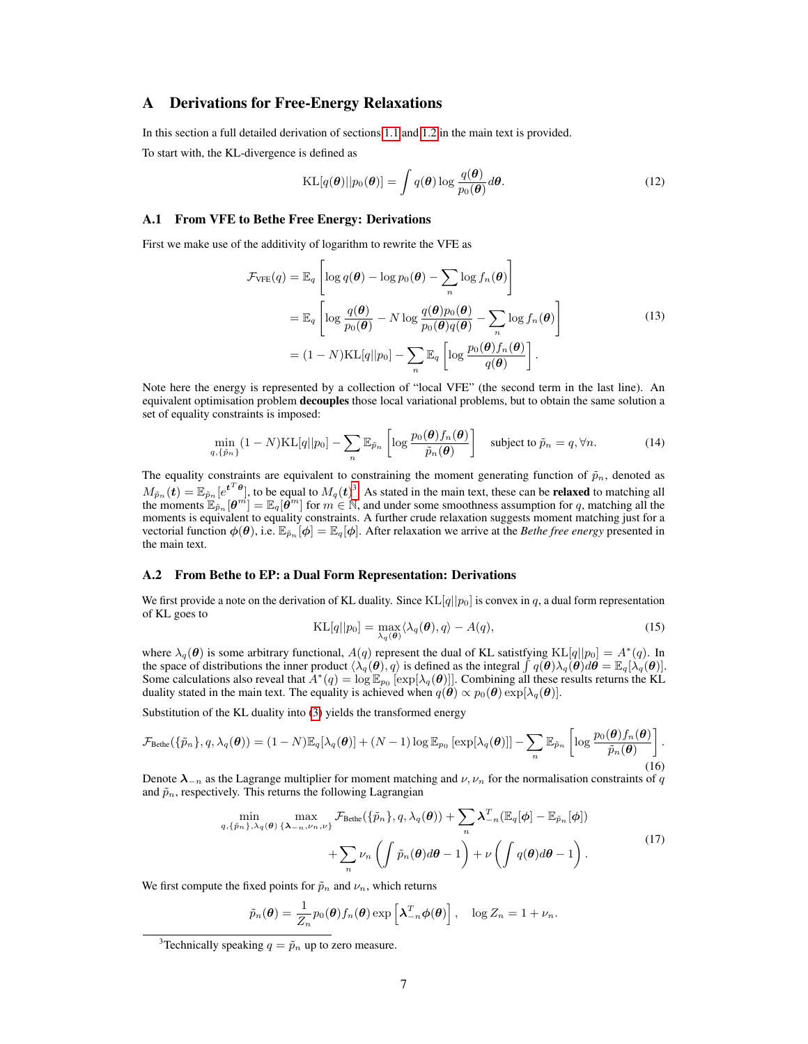## A Derivations for Free-Energy Relaxations

In this section a full detailed derivation of sections 1.1 and 1.2 in the main text is provided.

To start with, the KL-divergence is defined as

$$
\mathrm{KL}[q(\boldsymbol{\theta})||p_0(\boldsymbol{\theta})] = \int q(\boldsymbol{\theta}) \log \frac{q(\boldsymbol{\theta})}{p_0(\boldsymbol{\theta})} d\boldsymbol{\theta}. \tag{12}
$$

### A.1 From VFE to Bethe Free Energy: Derivations

First we make use of the additivity of logarithm to rewrite the VFE as

$$
\begin{aligned}
\mathcal{F}_{\mathrm{VFE}}(q) &= \mathbb{E}_q \left[ \log q(\boldsymbol{\theta}) - \log p_0(\boldsymbol{\theta}) - \sum_n \log f_n(\boldsymbol{\theta}) \right] \\
&= \mathbb{E}_q \left[ \log \frac{q(\boldsymbol{\theta})}{p_0(\boldsymbol{\theta})} - N \log \frac{q(\boldsymbol{\theta}) p_0(\boldsymbol{\theta})}{p_0(\boldsymbol{\theta}) q(\boldsymbol{\theta})} - \sum_n \log f_n(\boldsymbol{\theta}) \right] \\
&= (1 - N)\mathrm{KL}[q||p_0] - \sum_n \mathbb{E}_q \left[ \log \frac{p_0(\boldsymbol{\theta}) f_n(\boldsymbol{\theta})}{q(\boldsymbol{\theta})} \right].
\end{aligned} \tag{13}
$$

Note here the energy is represented by a collection of "local VFE" (the second term in the last line). An equivalent optimisation problem **decouples** those local variational problems, but to obtain the same solution a set of equality constraints is imposed:

$$
\min_{q, \{\tilde{p}_n\}} (1 - N)\mathrm{KL}[q||p_0] - \sum_n \mathbb{E}_{\tilde{p}_n} \left[ \log \frac{p_0(\boldsymbol{\theta}) f_n(\boldsymbol{\theta})}{\tilde{p}_n(\boldsymbol{\theta})} \right] \quad \text{subject to } \tilde{p}_n = q, \forall n. \tag{14}
$$

The equality constraints are equivalent to constraining the moment generating function of $\tilde{p}_n$, denoted as $M_{\tilde{p}_n}(\boldsymbol{t}) = \mathbb{E}_{\tilde{p}_n}[e^{\boldsymbol{t}^T \boldsymbol{\theta}}]$, to be equal to $M_q(\boldsymbol{t})$[3]. As stated in the main text, these can be **relaxed** to matching all the moments $\mathbb{E}_{\tilde{p}_n}[\boldsymbol{\theta}^m] = \mathbb{E}_q[\boldsymbol{\theta}^m]$ for $m \in \mathbb{N}$, and under some smoothness assumption for $q$, matching all the moments is equivalent to equality constraints. A further crude relaxation suggests moment matching just for a vectorial function $\boldsymbol{\phi}(\boldsymbol{\theta})$, i.e. $\mathbb{E}_{\tilde{p}_n}[\boldsymbol{\phi}] = \mathbb{E}_q[\boldsymbol{\phi}]$. After relaxation we arrive at the *Bethe free energy* presented in the main text.

### A.2 From Bethe to EP: a Dual Form Representation: Derivations

We first provide a note on the derivation of KL duality. Since $\mathrm{KL}[q||p_0]$ is convex in $q$, a dual form representation of KL goes to

$$
\mathrm{KL}[q||p_0] = \max_{\lambda_q(\boldsymbol{\theta})} \langle \lambda_q(\boldsymbol{\theta}), q \rangle - A(q), \tag{15}
$$

where $\lambda_q(\boldsymbol{\theta})$ is some arbitrary functional, $A(q)$ represent the dual of KL satistfying $\mathrm{KL}[q||p_0] = A^*(q)$. In the space of distributions the inner product $\langle \lambda_q(\boldsymbol{\theta}), q \rangle$ is defined as the integral $\int q(\boldsymbol{\theta}) \lambda_q(\boldsymbol{\theta}) d\boldsymbol{\theta} = \mathbb{E}_q[\lambda_q(\boldsymbol{\theta})]$. Some calculations also reveal that $A^*(q) = \log \mathbb{E}_{p_0}[\exp[\lambda_q(\boldsymbol{\theta})]]$. Combining all these results returns the KL duality stated in the main text. The equality is achieved when $q(\boldsymbol{\theta}) \propto p_0(\boldsymbol{\theta}) \exp[\lambda_q(\boldsymbol{\theta})]$.

Substitution of the KL duality into (3) yields the transformed energy

$$
\mathcal{F}_{\mathrm{Bethe}}(\{\tilde{p}_n\}, q, \lambda_q(\boldsymbol{\theta})) = (1 - N)\mathbb{E}_q[\lambda_q(\boldsymbol{\theta})] + (N - 1) \log \mathbb{E}_{p_0}[\exp[\lambda_q(\boldsymbol{\theta})]] - \sum_n \mathbb{E}_{\tilde{p}_n} \left[ \log \frac{p_0(\boldsymbol{\theta}) f_n(\boldsymbol{\theta})}{\tilde{p}_n(\boldsymbol{\theta})} \right]. \tag{16}
$$

Denote $\boldsymbol{\lambda}_{-n}$ as the Lagrange multiplier for moment matching and $\nu, \nu_n$ for the normalisation constraints of $q$ and $\tilde{p}_n$, respectively. This returns the following Lagrangian

$$
\begin{aligned}
\min_{q, \{\tilde{p}_n\}, \lambda_q(\boldsymbol{\theta})} \max_{\{\boldsymbol{\lambda}_{-n}, \nu_n, \nu\}} & \mathcal{F}_{\mathrm{Bethe}}(\{\tilde{p}_n\}, q, \lambda_q(\boldsymbol{\theta})) + \sum_n \boldsymbol{\lambda}_{-n}^T (\mathbb{E}_q[\boldsymbol{\phi}] - \mathbb{E}_{\tilde{p}_n}[\boldsymbol{\phi}]) \\
& + \sum_n \nu_n \left( \int \tilde{p}_n(\boldsymbol{\theta}) d\boldsymbol{\theta} - 1 \right) + \nu \left( \int q(\boldsymbol{\theta}) d\boldsymbol{\theta} - 1 \right).
\end{aligned} \tag{17}
$$

We first compute the fixed points for $\tilde{p}_n$ and $\nu_n$, which returns

$$
\tilde{p}_n(\boldsymbol{\theta}) = \frac{1}{Z_n} p_0(\boldsymbol{\theta}) f_n(\boldsymbol{\theta}) \exp\left[ \boldsymbol{\lambda}_{-n}^T \boldsymbol{\phi}(\boldsymbol{\theta}) \right], \quad \log Z_n = 1 + \nu_n.
$$

[3] Technically speaking $q = \tilde{p}_n$ up to zero measure.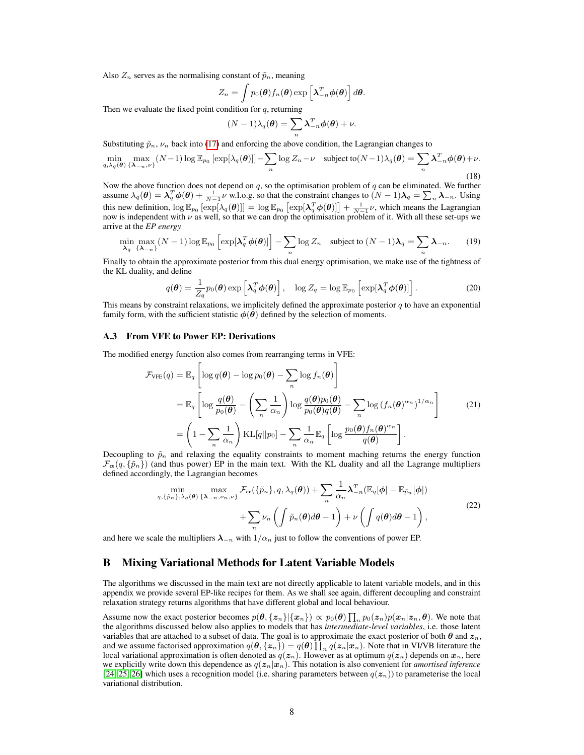Also $Z_n$ serves as the normalising constant of $\tilde{p}_n$, meaning

$$Z_n = \int p_0(\boldsymbol{\theta}) f_n(\boldsymbol{\theta}) \exp\left[\boldsymbol{\lambda}_{-n}^T \boldsymbol{\phi}(\boldsymbol{\theta})\right] d\boldsymbol{\theta}.$$

Then we evaluate the fixed point condition for $q$, returning

$$(N-1)\lambda_q(\boldsymbol{\theta}) = \sum_n \boldsymbol{\lambda}_{-n}^T \boldsymbol{\phi}(\boldsymbol{\theta}) + \nu.$$

Substituting $\tilde{p}_n$, $\nu_n$ back into (17) and enforcing the above condition, the Lagrangian changes to

$$\min_{q, \lambda_q(\boldsymbol{\theta})} \max_{\{\boldsymbol{\lambda}_{-n}, \nu\}} (N-1) \log \mathbb{E}_{p_0}\left[\exp[\lambda_q(\boldsymbol{\theta})]\right] - \sum_n \log Z_n - \nu \quad \text{subject to} (N-1)\lambda_q(\boldsymbol{\theta}) = \sum_n \boldsymbol{\lambda}_{-n}^T \boldsymbol{\phi}(\boldsymbol{\theta}) + \nu. \tag{18}$$

Now the above function does not depend on $q$, so the optimisation problem of $q$ can be eliminated. We further assume $\lambda_q(\boldsymbol{\theta}) = \boldsymbol{\lambda}_q^T \boldsymbol{\phi}(\boldsymbol{\theta}) + \frac{1}{N-1}\nu$ w.l.o.g. so that the constraint changes to $(N-1)\boldsymbol{\lambda}_q = \sum_n \boldsymbol{\lambda}_{-n}$. Using this new definition, $\log \mathbb{E}_{p_0}\left[\exp[\lambda_q(\boldsymbol{\theta})]\right] = \log \mathbb{E}_{p_0}\left[\exp[\boldsymbol{\lambda}_q^T \boldsymbol{\phi}(\boldsymbol{\theta})]\right] + \frac{1}{N-1}\nu$, which means the Lagrangian now is independent with $\nu$ as well, so that we can drop the optimisation problem of it. With all these set-ups we arrive at the *EP energy*

$$\min_{\boldsymbol{\lambda}_q} \max_{\{\boldsymbol{\lambda}_{-n}\}} (N-1) \log \mathbb{E}_{p_0}\left[\exp[\boldsymbol{\lambda}_q^T \boldsymbol{\phi}(\boldsymbol{\theta})]\right] - \sum_n \log Z_n \quad \text{subject to } (N-1)\boldsymbol{\lambda}_q = \sum_n \boldsymbol{\lambda}_{-n}. \tag{19}$$

Finally to obtain the approximate posterior from this dual energy optimisation, we make use of the tightness of the KL duality, and define

$$q(\boldsymbol{\theta}) = \frac{1}{Z_q} p_0(\boldsymbol{\theta}) \exp\left[\boldsymbol{\lambda}_q^T \boldsymbol{\phi}(\boldsymbol{\theta})\right], \quad \log Z_q = \log \mathbb{E}_{p_0}\left[\exp[\boldsymbol{\lambda}_q^T \boldsymbol{\phi}(\boldsymbol{\theta})]\right]. \tag{20}$$

This means by constraint relaxations, we implicitely defined the approximate posterior $q$ to have an exponential family form, with the sufficient statistic $\boldsymbol{\phi}(\boldsymbol{\theta})$ defined by the selection of moments.

### A.3 From VFE to Power EP: Derivations

The modified energy function also comes from rearranging terms in VFE:

$$\begin{aligned}
\mathcal{F}_{\text{VFE}}(q) &= \mathbb{E}_q\left[\log q(\boldsymbol{\theta}) - \log p_0(\boldsymbol{\theta}) - \sum_n \log f_n(\boldsymbol{\theta})\right] \\
&= \mathbb{E}_q\left[\log \frac{q(\boldsymbol{\theta})}{p_0(\boldsymbol{\theta})} - \left(\sum_n \frac{1}{\alpha_n}\right) \log \frac{q(\boldsymbol{\theta}) p_0(\boldsymbol{\theta})}{p_0(\boldsymbol{\theta}) q(\boldsymbol{\theta})} - \sum_n \log \left(f_n(\boldsymbol{\theta})^{\alpha_n}\right)^{1/\alpha_n}\right] \\
&= \left(1 - \sum_n \frac{1}{\alpha_n}\right) \mathrm{KL}[q||p_0] - \sum_n \frac{1}{\alpha_n} \mathbb{E}_q\left[\log \frac{p_0(\boldsymbol{\theta}) f_n(\boldsymbol{\theta})^{\alpha_n}}{q(\boldsymbol{\theta})}\right].
\end{aligned} \tag{21}$$

Decoupling to $\tilde{p}_n$ and relaxing the equality constraints to moment maching returns the energy function $\mathcal{F}_{\boldsymbol{\alpha}}(q, \{\tilde{p}_n\})$ (and thus power) EP in the main text. With the KL duality and all the Lagrange multipliers defined accordingly, the Lagrangian becomes

$$\begin{aligned}
\min_{q, \{\tilde{p}_n\}, \lambda_q(\boldsymbol{\theta})} \max_{\{\boldsymbol{\lambda}_{-n}, \nu_n, \nu\}} \; & \mathcal{F}_{\boldsymbol{\alpha}}(\{\tilde{p}_n\}, q, \lambda_q(\boldsymbol{\theta})) + \sum_n \frac{1}{\alpha_n} \boldsymbol{\lambda}_{-n}^T (\mathbb{E}_q[\boldsymbol{\phi}] - \mathbb{E}_{\tilde{p}_n}[\boldsymbol{\phi}]) \\
& + \sum_n \nu_n \left(\int \tilde{p}_n(\boldsymbol{\theta}) d\boldsymbol{\theta} - 1\right) + \nu \left(\int q(\boldsymbol{\theta}) d\boldsymbol{\theta} - 1\right),
\end{aligned} \tag{22}$$

and here we scale the multipliers $\boldsymbol{\lambda}_{-n}$ with $1/\alpha_n$ just to follow the conventions of power EP.

## B Mixing Variational Methods for Latent Variable Models

The algorithms we discussed in the main text are not directly applicable to latent variable models, and in this appendix we provide several EP-like recipes for them. As we shall see again, different decoupling and constraint relaxation strategy returns algorithms that have different global and local behaviour.

Assume now the exact posterior becomes $p(\boldsymbol{\theta}, \{\boldsymbol{z}_n\}|\{\boldsymbol{x}_n\}) \propto p_0(\boldsymbol{\theta}) \prod_n p_0(\boldsymbol{z}_n) p(\boldsymbol{x}_n|\boldsymbol{z}_n, \boldsymbol{\theta})$. We note that the algorithms discussed below also applies to models that has *intermediate-level variables*, i.e. those latent variables that are attached to a subset of data. The goal is to approximate the exact posterior of both $\boldsymbol{\theta}$ and $\boldsymbol{z}_n$, and we assume factorised approximation $q(\boldsymbol{\theta}, \{\boldsymbol{z}_n\}) = q(\boldsymbol{\theta}) \prod_n q(\boldsymbol{z}_n|\boldsymbol{x}_n)$. Note that in VI/VB literature the local variational approximation is often denoted as $q(\boldsymbol{z}_n)$. However as at optimum $q(\boldsymbol{z}_n)$ depends on $\boldsymbol{x}_n$, here we explicitly write down this dependence as $q(\boldsymbol{z}_n|\boldsymbol{x}_n)$. This notation is also convenient for *amortised inference* [24, 25, 26] which uses a recognition model (i.e. sharing parameters between $q(\boldsymbol{z}_n)$) to parameterise the local variational distribution.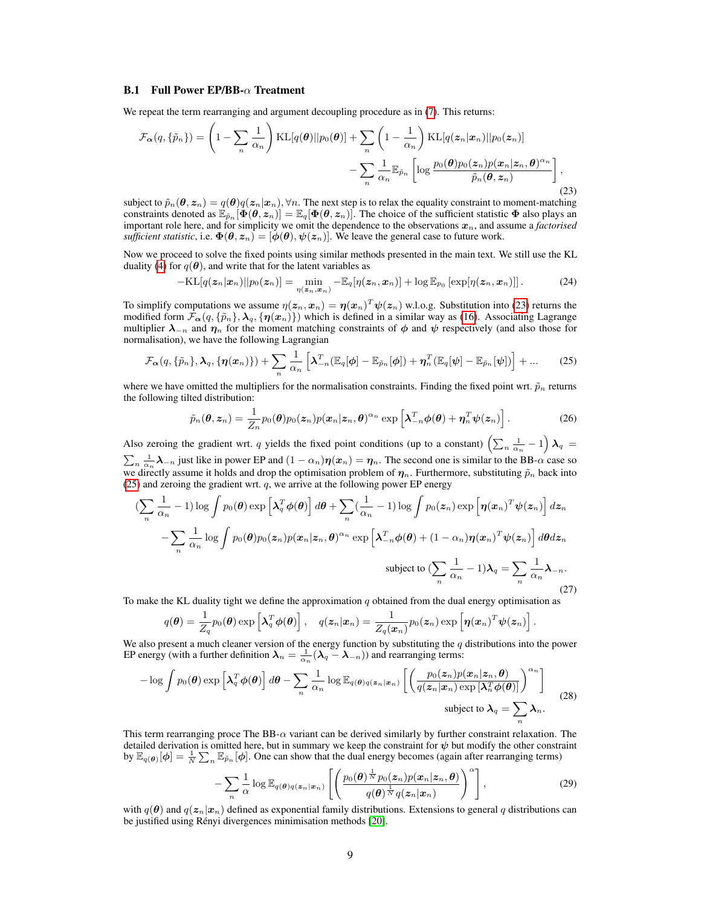### B.1 Full Power EP/BB-$\alpha$ Treatment

We repeat the term rearranging and argument decoupling procedure as in (7). This returns:

$$
\mathcal{F}_{\boldsymbol{\alpha}}(q, \{\tilde{p}_n\}) = \left(1 - \sum_n \frac{1}{\alpha_n}\right) \mathrm{KL}[q(\boldsymbol{\theta})||p_0(\boldsymbol{\theta})] + \sum_n \left(1 - \frac{1}{\alpha_n}\right) \mathrm{KL}[q(\boldsymbol{z}_n|\boldsymbol{x}_n)||p_0(\boldsymbol{z}_n)] \\
- \sum_n \frac{1}{\alpha_n} \mathbb{E}_{\tilde{p}_n}\left[\log \frac{p_0(\boldsymbol{\theta})p_0(\boldsymbol{z}_n)p(\boldsymbol{x}_n|\boldsymbol{z}_n, \boldsymbol{\theta})^{\alpha_n}}{\tilde{p}_n(\boldsymbol{\theta}, \boldsymbol{z}_n)}\right], \tag{23}
$$

subject to $\tilde{p}_n(\boldsymbol{\theta}, \boldsymbol{z}_n) = q(\boldsymbol{\theta})q(\boldsymbol{z}_n|\boldsymbol{x}_n), \forall n$. The next step is to relax the equality constraint to moment-matching constraints denoted as $\mathbb{E}_{\tilde{p}_n}[\boldsymbol{\Phi}(\boldsymbol{\theta}, \boldsymbol{z}_n)] = \mathbb{E}_q[\boldsymbol{\Phi}(\boldsymbol{\theta}, \boldsymbol{z}_n)]$. The choice of the sufficient statistic $\boldsymbol{\Phi}$ also plays an important role here, and for simplicity we omit the dependence to the observations $\boldsymbol{x}_n$, and assume a *factorised sufficient statistic*, i.e. $\boldsymbol{\Phi}(\boldsymbol{\theta}, \boldsymbol{z}_n) = [\boldsymbol{\phi}(\boldsymbol{\theta}), \boldsymbol{\psi}(\boldsymbol{z}_n)]$. We leave the general case to future work.

Now we proceed to solve the fixed points using similar methods presented in the main text. We still use the KL duality (4) for $q(\boldsymbol{\theta})$, and write that for the latent variables as

$$
-\mathrm{KL}[q(\boldsymbol{z}_n|\boldsymbol{x}_n)||p_0(\boldsymbol{z}_n)] = \min_{\eta(\boldsymbol{z}_n, \boldsymbol{x}_n)} -\mathbb{E}_q[\eta(\boldsymbol{z}_n, \boldsymbol{x}_n)] + \log \mathbb{E}_{p_0}\left[\exp[\eta(\boldsymbol{z}_n, \boldsymbol{x}_n)]\right]. \tag{24}
$$

To simplify computations we assume $\eta(\boldsymbol{z}_n, \boldsymbol{x}_n) = \boldsymbol{\eta}(\boldsymbol{x}_n)^T \boldsymbol{\psi}(\boldsymbol{z}_n)$ w.l.o.g. Substitution into (23) returns the modified form $\mathcal{F}_{\boldsymbol{\alpha}}(q, \{\tilde{p}_n\}, \boldsymbol{\lambda}_q, \{\boldsymbol{\eta}(\boldsymbol{x}_n)\})$ which is defined in a similar way as (16). Associating Lagrange multiplier $\boldsymbol{\lambda}_{-n}$ and $\boldsymbol{\eta}_n$ for the moment matching constraints of $\boldsymbol{\phi}$ and $\boldsymbol{\psi}$ respectively (and also those for normalisation), we have the following Lagrangian

$$
\mathcal{F}_{\boldsymbol{\alpha}}(q, \{\tilde{p}_n\}, \boldsymbol{\lambda}_q, \{\boldsymbol{\eta}(\boldsymbol{x}_n)\}) + \sum_n \frac{1}{\alpha_n}\left[\boldsymbol{\lambda}_{-n}^T(\mathbb{E}_q[\boldsymbol{\phi}] - \mathbb{E}_{\tilde{p}_n}[\boldsymbol{\phi}]) + \boldsymbol{\eta}_n^T(\mathbb{E}_q[\boldsymbol{\psi}] - \mathbb{E}_{\tilde{p}_n}[\boldsymbol{\psi}])\right] + ... \tag{25}
$$

where we have omitted the multipliers for the normalisation constraints. Finding the fixed point wrt. $\tilde{p}_n$ returns the following tilted distribution:

$$
\tilde{p}_n(\boldsymbol{\theta}, \boldsymbol{z}_n) = \frac{1}{Z_n} p_0(\boldsymbol{\theta})p_0(\boldsymbol{z}_n)p(\boldsymbol{x}_n|\boldsymbol{z}_n, \boldsymbol{\theta})^{\alpha_n} \exp\left[\boldsymbol{\lambda}_{-n}^T\boldsymbol{\phi}(\boldsymbol{\theta}) + \boldsymbol{\eta}_n^T\boldsymbol{\psi}(\boldsymbol{z}_n)\right]. \tag{26}
$$

Also zeroing the gradient wrt. $q$ yields the fixed point conditions (up to a constant) $\left(\sum_n \frac{1}{\alpha_n} - 1\right)\boldsymbol{\lambda}_q = \sum_n \frac{1}{\alpha_n}\boldsymbol{\lambda}_{-n}$ just like in power EP and $(1 - \alpha_n)\boldsymbol{\eta}(\boldsymbol{x}_n) = \boldsymbol{\eta}_n$. The second one is similar to the BB-$\alpha$ case so we directly assume it holds and drop the optimisation problem of $\boldsymbol{\eta}_n$. Furthermore, substituting $\tilde{p}_n$ back into (25) and zeroing the gradient wrt. $q$, we arrive at the following power EP energy

$$
(\sum_n \frac{1}{\alpha_n} - 1)\log \int p_0(\boldsymbol{\theta})\exp\left[\boldsymbol{\lambda}_q^T\boldsymbol{\phi}(\boldsymbol{\theta})\right]d\boldsymbol{\theta} + \sum_n (\frac{1}{\alpha_n} - 1)\log \int p_0(\boldsymbol{z}_n)\exp\left[\boldsymbol{\eta}(\boldsymbol{x}_n)^T\boldsymbol{\psi}(\boldsymbol{z}_n)\right]d\boldsymbol{z}_n \\
- \sum_n \frac{1}{\alpha_n}\log \int p_0(\boldsymbol{\theta})p_0(\boldsymbol{z}_n)p(\boldsymbol{x}_n|\boldsymbol{z}_n, \boldsymbol{\theta})^{\alpha_n}\exp\left[\boldsymbol{\lambda}_{-n}^T\boldsymbol{\phi}(\boldsymbol{\theta}) + (1 - \alpha_n)\boldsymbol{\eta}(\boldsymbol{x}_n)^T\boldsymbol{\psi}(\boldsymbol{z}_n)\right]d\boldsymbol{\theta}d\boldsymbol{z}_n \\
\text{subject to } (\sum_n \frac{1}{\alpha_n} - 1)\boldsymbol{\lambda}_q = \sum_n \frac{1}{\alpha_n}\boldsymbol{\lambda}_{-n}. \tag{27}
$$

To make the KL duality tight we define the approximation $q$ obtained from the dual energy optimisation as

$$
q(\boldsymbol{\theta}) = \frac{1}{Z_q} p_0(\boldsymbol{\theta})\exp\left[\boldsymbol{\lambda}_q^T\boldsymbol{\phi}(\boldsymbol{\theta})\right], \quad q(\boldsymbol{z}_n|\boldsymbol{x}_n) = \frac{1}{Z_q(\boldsymbol{x}_n)} p_0(\boldsymbol{z}_n)\exp\left[\boldsymbol{\eta}(\boldsymbol{x}_n)^T\boldsymbol{\psi}(\boldsymbol{z}_n)\right].
$$

We also present a much cleaner version of the energy function by substituting the $q$ distributions into the power EP energy (with a further definition $\boldsymbol{\lambda}_n = \frac{1}{\alpha_n}(\boldsymbol{\lambda}_q - \boldsymbol{\lambda}_{-n})$) and rearranging terms:

$$
-\log \int p_0(\boldsymbol{\theta})\exp\left[\boldsymbol{\lambda}_q^T\boldsymbol{\phi}(\boldsymbol{\theta})\right]d\boldsymbol{\theta} - \sum_n \frac{1}{\alpha_n}\log \mathbb{E}_{q(\boldsymbol{\theta})q(\boldsymbol{z}_n|\boldsymbol{x}_n)}\left[\left(\frac{p_0(\boldsymbol{z}_n)p(\boldsymbol{x}_n|\boldsymbol{z}_n, \boldsymbol{\theta})}{q(\boldsymbol{z}_n|\boldsymbol{x}_n)\exp\left[\boldsymbol{\lambda}_n^T\boldsymbol{\phi}(\boldsymbol{\theta})\right]}\right)^{\alpha_n}\right] \\
\text{subject to } \boldsymbol{\lambda}_q = \sum_n \boldsymbol{\lambda}_n. \tag{28}
$$

This term rearranging proce The BB-$\alpha$ variant can be derived similarly by further constraint relaxation. The detailed derivation is omitted here, but in summary we keep the constraint for $\boldsymbol{\psi}$ but modify the other constraint by $\mathbb{E}_{q(\boldsymbol{\theta})}[\boldsymbol{\phi}] = \frac{1}{N}\sum_n \mathbb{E}_{\tilde{p}_n}[\boldsymbol{\phi}]$. One can show that the dual energy becomes (again after rearranging terms)

$$
-\sum_n \frac{1}{\alpha}\log \mathbb{E}_{q(\boldsymbol{\theta})q(\boldsymbol{z}_n|\boldsymbol{x}_n)}\left[\left(\frac{p_0(\boldsymbol{\theta})^{\frac{1}{N}}p_0(\boldsymbol{z}_n)p(\boldsymbol{x}_n|\boldsymbol{z}_n, \boldsymbol{\theta})}{q(\boldsymbol{\theta})^{\frac{1}{N}}q(\boldsymbol{z}_n|\boldsymbol{x}_n)}\right)^{\alpha}\right], \tag{29}
$$

with $q(\boldsymbol{\theta})$ and $q(\boldsymbol{z}_n|\boldsymbol{x}_n)$ defined as exponential family distributions. Extensions to general $q$ distributions can be justified using Rényi divergences minimisation methods [20].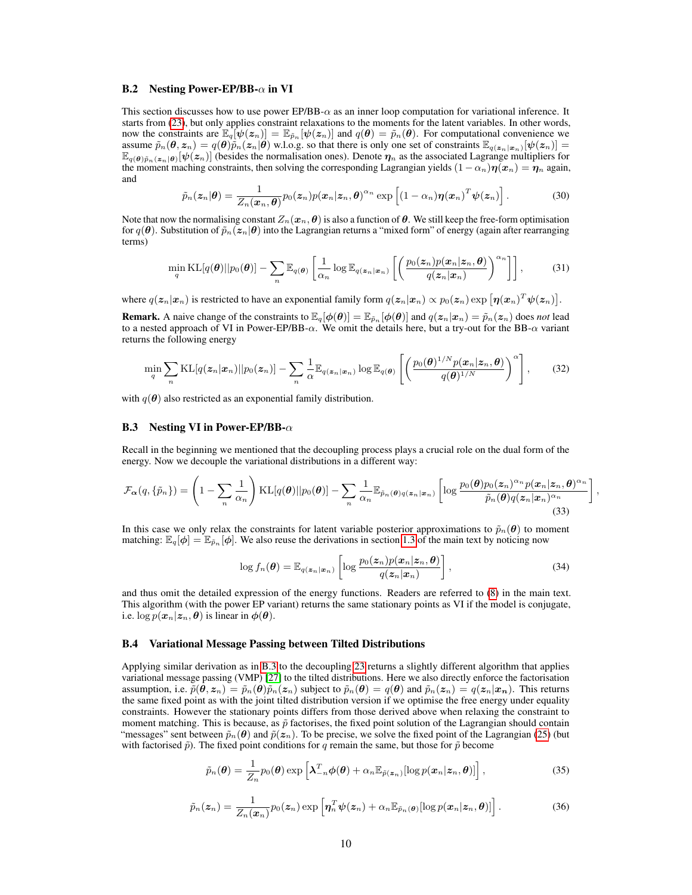### B.2 Nesting Power-EP/BB-$\alpha$ in VI

This section discusses how to use power EP/BB-$\alpha$ as an inner loop computation for variational inference. It starts from (23), but only applies constraint relaxations to the moments for the latent variables. In other words, now the constraints are $\mathbb{E}_q[\boldsymbol{\psi}(\boldsymbol{z}_n)] = \mathbb{E}_{\tilde{p}_n}[\boldsymbol{\psi}(\boldsymbol{z}_n)]$ and $q(\boldsymbol{\theta}) = \tilde{p}_n(\boldsymbol{\theta})$. For computational convenience we assume $\tilde{p}_n(\boldsymbol{\theta}, \boldsymbol{z}_n) = q(\boldsymbol{\theta})\tilde{p}_n(\boldsymbol{z}_n|\boldsymbol{\theta})$ w.l.o.g. so that there is only one set of constraints $\mathbb{E}_{q(\boldsymbol{z}_n|\boldsymbol{x}_n)}[\boldsymbol{\psi}(\boldsymbol{z}_n)] = \mathbb{E}_{q(\boldsymbol{\theta})\tilde{p}_n(\boldsymbol{z}_n|\boldsymbol{\theta})}[\boldsymbol{\psi}(\boldsymbol{z}_n)]$ (besides the normalisation ones). Denote $\boldsymbol{\eta}_n$ as the associated Lagrange multipliers for the moment maching constraints, then solving the corresponding Lagrangian yields $(1-\alpha_n)\boldsymbol{\eta}(\boldsymbol{x}_n) = \boldsymbol{\eta}_n$ again, and

$$\tilde{p}_n(\boldsymbol{z}_n|\boldsymbol{\theta}) = \frac{1}{Z_n(\boldsymbol{x}_n, \boldsymbol{\theta})} p_0(\boldsymbol{z}_n) p(\boldsymbol{x}_n|\boldsymbol{z}_n, \boldsymbol{\theta})^{\alpha_n} \exp\left[(1-\alpha_n)\boldsymbol{\eta}(\boldsymbol{x}_n)^T \boldsymbol{\psi}(\boldsymbol{z}_n)\right]. \tag{30}$$

Note that now the normalising constant $Z_n(\boldsymbol{x}_n, \boldsymbol{\theta})$ is also a function of $\boldsymbol{\theta}$. We still keep the free-form optimisation for $q(\boldsymbol{\theta})$. Substitution of $\tilde{p}_n(\boldsymbol{z}_n|\boldsymbol{\theta})$ into the Lagrangian returns a "mixed form" of energy (again after rearranging terms)

$$\min_q \mathrm{KL}[q(\boldsymbol{\theta})||p_0(\boldsymbol{\theta})] - \sum_n \mathbb{E}_{q(\boldsymbol{\theta})}\left[\frac{1}{\alpha_n}\log \mathbb{E}_{q(\boldsymbol{z}_n|\boldsymbol{x}_n)}\left[\left(\frac{p_0(\boldsymbol{z}_n)p(\boldsymbol{x}_n|\boldsymbol{z}_n, \boldsymbol{\theta})}{q(\boldsymbol{z}_n|\boldsymbol{x}_n)}\right)^{\alpha_n}\right]\right], \tag{31}$$

where $q(\boldsymbol{z}_n|\boldsymbol{x}_n)$ is restricted to have an exponential family form $q(\boldsymbol{z}_n|\boldsymbol{x}_n) \propto p_0(\boldsymbol{z}_n)\exp\left[\boldsymbol{\eta}(\boldsymbol{x}_n)^T\boldsymbol{\psi}(\boldsymbol{z}_n)\right]$.

**Remark.** A naive change of the constraints to $\mathbb{E}_q[\boldsymbol{\phi}(\boldsymbol{\theta})] = \mathbb{E}_{\tilde{p}_n}[\boldsymbol{\phi}(\boldsymbol{\theta})]$ and $q(\boldsymbol{z}_n|\boldsymbol{x}_n) = \tilde{p}_n(\boldsymbol{z}_n)$ does *not* lead to a nested approach of VI in Power-EP/BB-$\alpha$. We omit the details here, but a try-out for the BB-$\alpha$ variant returns the following energy

$$\min_q \sum_n \mathrm{KL}[q(\boldsymbol{z}_n|\boldsymbol{x}_n)||p_0(\boldsymbol{z}_n)] - \sum_n \frac{1}{\alpha}\mathbb{E}_{q(\boldsymbol{z}_n|\boldsymbol{x}_n)}\log \mathbb{E}_{q(\boldsymbol{\theta})}\left[\left(\frac{p_0(\boldsymbol{\theta})^{1/N}p(\boldsymbol{x}_n|\boldsymbol{z}_n, \boldsymbol{\theta})}{q(\boldsymbol{\theta})^{1/N}}\right)^{\alpha}\right], \tag{32}$$

with $q(\boldsymbol{\theta})$ also restricted as an exponential family distribution.

### B.3 Nesting VI in Power-EP/BB-$\alpha$

Recall in the beginning we mentioned that the decoupling process plays a crucial role on the dual form of the energy. Now we decouple the variational distributions in a different way:

$$\mathcal{F}_{\boldsymbol{\alpha}}(q, \{\tilde{p}_n\}) = \left(1 - \sum_n \frac{1}{\alpha_n}\right)\mathrm{KL}[q(\boldsymbol{\theta})||p_0(\boldsymbol{\theta})] - \sum_n \frac{1}{\alpha_n}\mathbb{E}_{\tilde{p}_n(\boldsymbol{\theta})q(\boldsymbol{z}_n|\boldsymbol{x}_n)}\left[\log\frac{p_0(\boldsymbol{\theta})p_0(\boldsymbol{z}_n)^{\alpha_n}p(\boldsymbol{x}_n|\boldsymbol{z}_n, \boldsymbol{\theta})^{\alpha_n}}{\tilde{p}_n(\boldsymbol{\theta})q(\boldsymbol{z}_n|\boldsymbol{x}_n)^{\alpha_n}}\right], \tag{33}$$

In this case we only relax the constraints for latent variable posterior approximations to $\tilde{p}_n(\boldsymbol{\theta})$ to moment matching: $\mathbb{E}_q[\boldsymbol{\phi}] = \mathbb{E}_{\tilde{p}_n}[\boldsymbol{\phi}]$. We also reuse the derivations in section 1.3 of the main text by noticing now

$$\log f_n(\boldsymbol{\theta}) = \mathbb{E}_{q(\boldsymbol{z}_n|\boldsymbol{x}_n)}\left[\log\frac{p_0(\boldsymbol{z}_n)p(\boldsymbol{x}_n|\boldsymbol{z}_n, \boldsymbol{\theta})}{q(\boldsymbol{z}_n|\boldsymbol{x}_n)}\right], \tag{34}$$

and thus omit the detailed expression of the energy functions. Readers are referred to (8) in the main text. This algorithm (with the power EP variant) returns the same stationary points as VI if the model is conjugate, i.e. $\log p(\boldsymbol{x}_n|\boldsymbol{z}_n, \boldsymbol{\theta})$ is linear in $\boldsymbol{\phi}(\boldsymbol{\theta})$.

### B.4 Variational Message Passing between Tilted Distributions

Applying similar derivation as in B.3 to the decoupling 23 returns a slightly different algorithm that applies variational message passing (VMP) [27] to the tilted distributions. Here we also directly enforce the factorisation assumption, i.e. $\tilde{p}(\boldsymbol{\theta}, \boldsymbol{z}_n) = \tilde{p}_n(\boldsymbol{\theta})\tilde{p}_n(\boldsymbol{z}_n)$ subject to $\tilde{p}_n(\boldsymbol{\theta}) = q(\boldsymbol{\theta})$ and $\tilde{p}_n(\boldsymbol{z}_n) = q(\boldsymbol{z}_n|\boldsymbol{x}_n)$. This returns the same fixed point as with the joint tilted distribution version if we optimise the free energy under equality constraints. However the stationary points differs from those derived above when relaxing the constraint to moment matching. This is because, as $\tilde{p}$ factorises, the fixed point solution of the Lagrangian should contain "messages" sent between $\tilde{p}_n(\boldsymbol{\theta})$ and $\tilde{p}(\boldsymbol{z}_n)$. To be precise, we solve the fixed point of the Lagrangian (25) (but with factorised $\tilde{p}$). The fixed point conditions for $q$ remain the same, but those for $\tilde{p}$ become

$$\tilde{p}_n(\boldsymbol{\theta}) = \frac{1}{Z_n}p_0(\boldsymbol{\theta})\exp\left[\boldsymbol{\lambda}_{-n}^T\boldsymbol{\phi}(\boldsymbol{\theta}) + \alpha_n\mathbb{E}_{\tilde{p}(\boldsymbol{z}_n)}[\log p(\boldsymbol{x}_n|\boldsymbol{z}_n, \boldsymbol{\theta})]\right], \tag{35}$$

$$\tilde{p}_n(\boldsymbol{z}_n) = \frac{1}{Z_n(\boldsymbol{x}_n)}p_0(\boldsymbol{z}_n)\exp\left[\boldsymbol{\eta}_n^T\boldsymbol{\psi}(\boldsymbol{z}_n) + \alpha_n\mathbb{E}_{\tilde{p}_n(\boldsymbol{\theta})}[\log p(\boldsymbol{x}_n|\boldsymbol{z}_n, \boldsymbol{\theta})]\right]. \tag{36}$$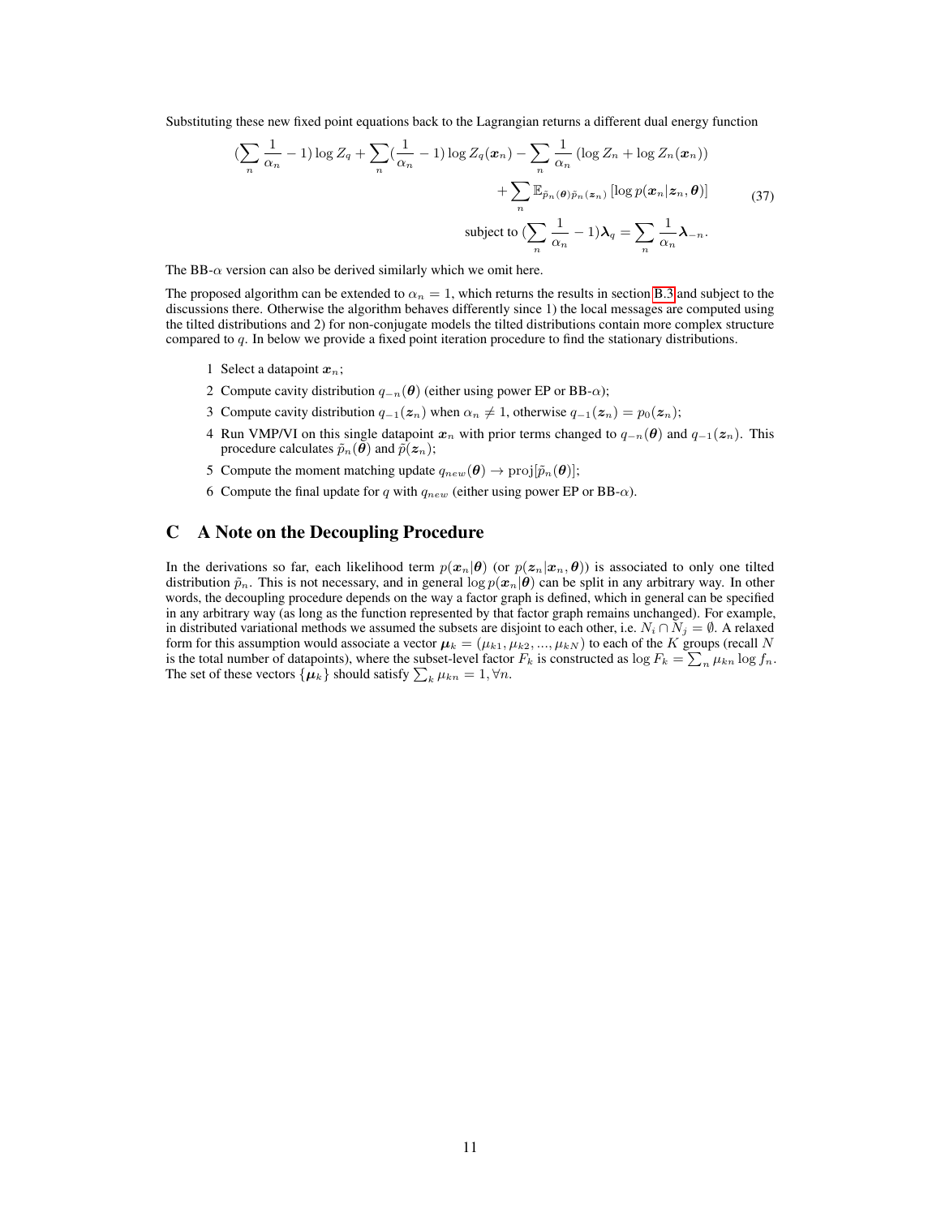Substituting these new fixed point equations back to the Lagrangian returns a different dual energy function

$$
\begin{aligned}
(\sum_n \frac{1}{\alpha_n} - 1) \log Z_q + \sum_n (\frac{1}{\alpha_n} - 1) \log Z_q(\boldsymbol{x}_n) - \sum_n \frac{1}{\alpha_n} \left( \log Z_n + \log Z_n(\boldsymbol{x}_n) \right) \\
+ \sum_n \mathbb{E}_{\tilde{p}_n(\boldsymbol{\theta}) \tilde{p}_n(\boldsymbol{z}_n)} \left[ \log p(\boldsymbol{x}_n | \boldsymbol{z}_n, \boldsymbol{\theta}) \right] \\
\text{subject to } (\sum_n \frac{1}{\alpha_n} - 1) \boldsymbol{\lambda}_q = \sum_n \frac{1}{\alpha_n} \boldsymbol{\lambda}_{-n}.
\end{aligned}
\tag{37}
$$

The BB-$\alpha$ version can also be derived similarly which we omit here.

The proposed algorithm can be extended to $\alpha_n = 1$, which returns the results in section B.3 and subject to the discussions there. Otherwise the algorithm behaves differently since 1) the local messages are computed using the tilted distributions and 2) for non-conjugate models the tilted distributions contain more complex structure compared to $q$. In below we provide a fixed point iteration procedure to find the stationary distributions.

1. Select a datapoint $\boldsymbol{x}_n$;
2. Compute cavity distribution $q_{-n}(\boldsymbol{\theta})$ (either using power EP or BB-$\alpha$);
3. Compute cavity distribution $q_{-1}(\boldsymbol{z}_n)$ when $\alpha_n \neq 1$, otherwise $q_{-1}(\boldsymbol{z}_n) = p_0(\boldsymbol{z}_n)$;
4. Run VMP/VI on this single datapoint $\boldsymbol{x}_n$ with prior terms changed to $q_{-n}(\boldsymbol{\theta})$ and $q_{-1}(\boldsymbol{z}_n)$. This procedure calculates $\tilde{p}_n(\boldsymbol{\theta})$ and $\tilde{p}(\boldsymbol{z}_n)$;
5. Compute the moment matching update $q_{new}(\boldsymbol{\theta}) \rightarrow \text{proj}[\tilde{p}_n(\boldsymbol{\theta})]$;
6. Compute the final update for $q$ with $q_{new}$ (either using power EP or BB-$\alpha$).

# C A Note on the Decoupling Procedure

In the derivations so far, each likelihood term $p(\boldsymbol{x}_n|\boldsymbol{\theta})$ (or $p(\boldsymbol{z}_n|\boldsymbol{x}_n, \boldsymbol{\theta})$) is associated to only one tilted distribution $\tilde{p}_n$. This is not necessary, and in general $\log p(\boldsymbol{x}_n|\boldsymbol{\theta})$ can be split in any arbitrary way. In other words, the decoupling procedure depends on the way a factor graph is defined, which in general can be specified in any arbitrary way (as long as the function represented by that factor graph remains unchanged). For example, in distributed variational methods we assumed the subsets are disjoint to each other, i.e. $N_i \cap N_j = \emptyset$. A relaxed form for this assumption would associate a vector $\boldsymbol{\mu}_k = (\mu_{k1}, \mu_{k2}, ..., \mu_{kN})$ to each of the $K$ groups (recall $N$ is the total number of datapoints), where the subset-level factor $F_k$ is constructed as $\log F_k = \sum_n \mu_{kn} \log f_n$. The set of these vectors $\{\boldsymbol{\mu}_k\}$ should satisfy $\sum_k \mu_{kn} = 1, \forall n$.